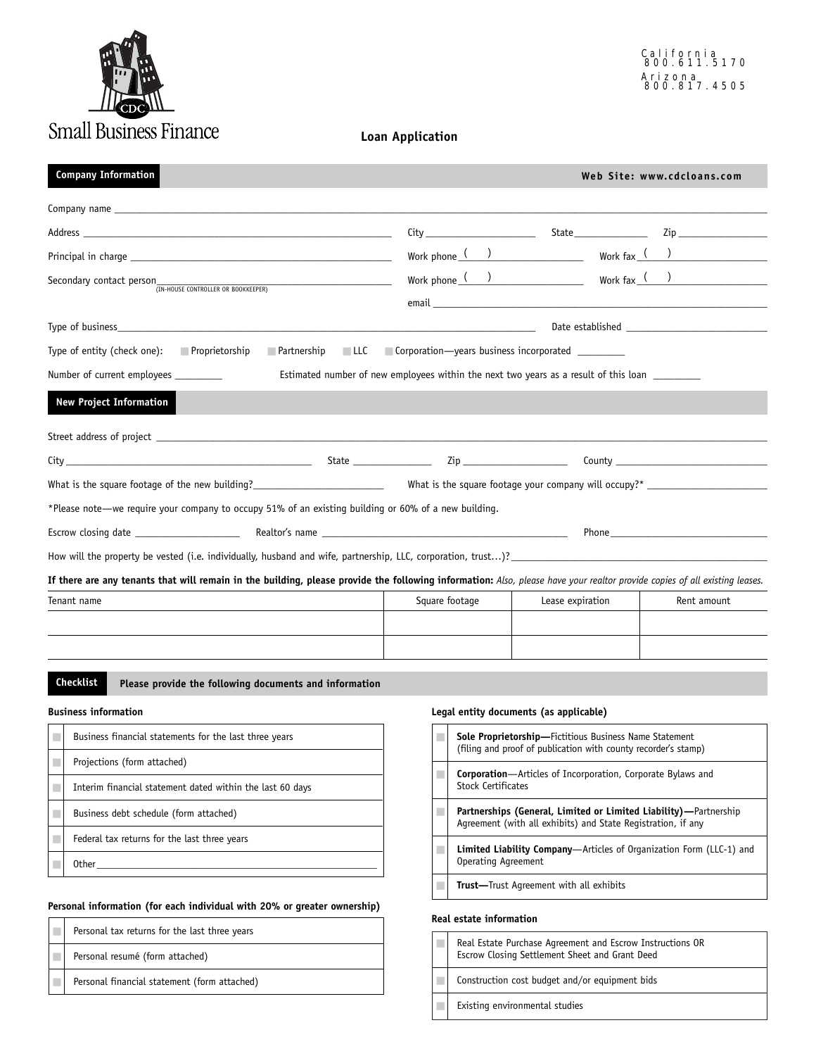Small Business Finance

California 800.611.5170
Arizona 800.817.4505

# Loan Application

## Company Information

Web Site: www.cdcloans.com

Company name ______________________________

Address ______________________________ City ______________ State ________ Zip __________

Principal in charge ______________________________ Work phone ( ) ______________ Work fax ( ) ______________

Secondary contact person ______________________________ (IN-HOUSE CONTROLLER OR BOOKKEEPER) Work phone ( ) ______________ Work fax ( ) ______________

email ______________________________

Type of business ______________________________ Date established ______________

Type of entity (check one): ☐ Proprietorship ☐ Partnership ☐ LLC ☐ Corporation—years business incorporated ________

Number of current employees ________ Estimated number of new employees within the next two years as a result of this loan ________

## New Project Information

Street address of project ______________________________

City ______________________ State ____________ Zip ____________ County ______________

What is the square footage of the new building? ______________ What is the square footage your company will occupy?* ______________

*Please note—we require your company to occupy 51% of an existing building or 60% of a new building.

Escrow closing date ______________ Realtor's name ______________________ Phone ______________

How will the property be vested (i.e. individually, husband and wife, partnership, LLC, corporation, trust...)? ______________________________

**If there are any tenants that will remain in the building, please provide the following information:** *Also, please have your realtor provide copies of all existing leases.*

| Tenant name | Square footage | Lease expiration | Rent amount |
|---|---|---|---|
| | | | |
| | | | |

## Checklist

**Please provide the following documents and information**

### Business information

| | |
|---|---|
| ☐ | Business financial statements for the last three years |
| ☐ | Projections (form attached) |
| ☐ | Interim financial statement dated within the last 60 days |
| ☐ | Business debt schedule (form attached) |
| ☐ | Federal tax returns for the last three years |
| ☐ | Other ______________________________ |

### Personal information (for each individual with 20% or greater ownership)

| | |
|---|---|
| ☐ | Personal tax returns for the last three years |
| ☐ | Personal resumé (form attached) |
| ☐ | Personal financial statement (form attached) |

### Legal entity documents (as applicable)

| | |
|---|---|
| ☐ | **Sole Proprietorship—**Fictitious Business Name Statement (filing and proof of publication with county recorder's stamp) |
| ☐ | **Corporation**—Articles of Incorporation, Corporate Bylaws and Stock Certificates |
| ☐ | **Partnerships (General, Limited or Limited Liability)—**Partnership Agreement (with all exhibits) and State Registration, if any |
| ☐ | **Limited Liability Company**—Articles of Organization Form (LLC-1) and Operating Agreement |
| ☐ | **Trust—**Trust Agreement with all exhibits |

### Real estate information

| | |
|---|---|
| ☐ | Real Estate Purchase Agreement and Escrow Instructions OR Escrow Closing Settlement Sheet and Grant Deed |
| ☐ | Construction cost budget and/or equipment bids |
| ☐ | Existing environmental studies |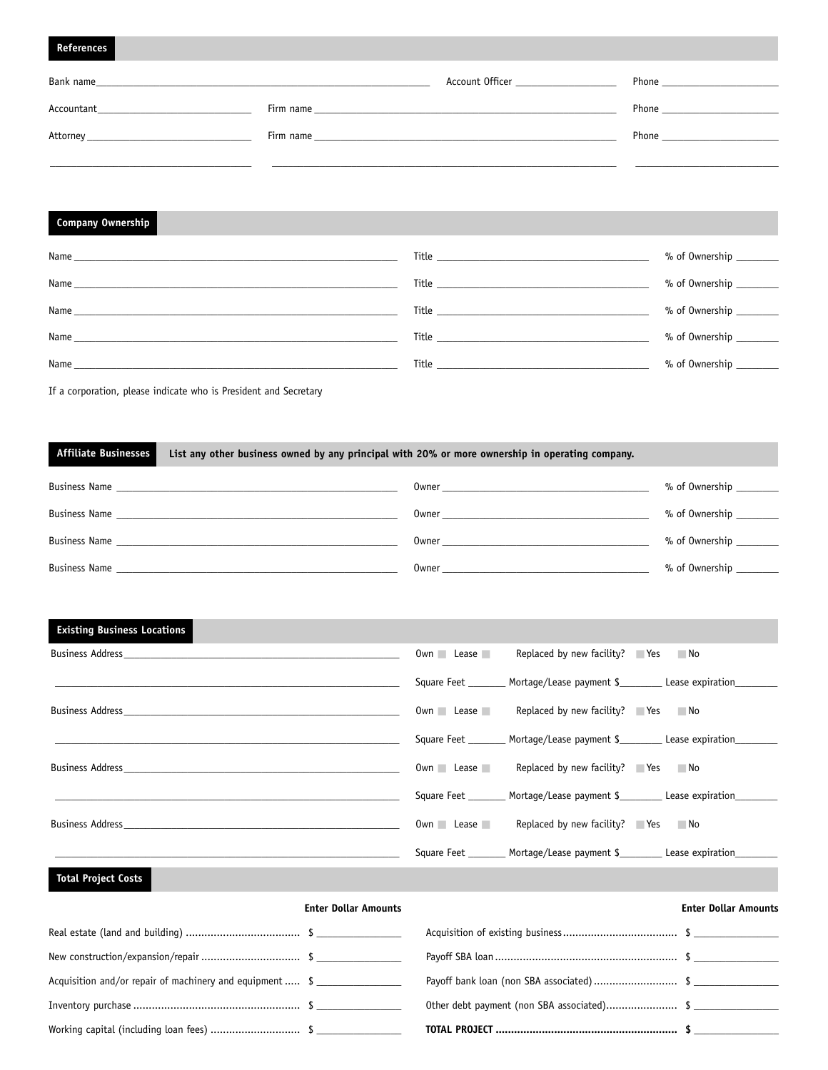## References

Bank name\_\_\_\_\_\_\_\_\_\_\_\_\_\_\_\_\_\_\_\_ Account Officer \_\_\_\_\_\_\_\_\_\_\_\_\_\_\_\_\_\_\_\_ Phone \_\_\_\_\_\_\_\_\_\_\_\_\_\_\_\_\_\_\_\_

Accountant\_\_\_\_\_\_\_\_\_\_\_\_\_\_\_\_\_\_\_\_ Firm name \_\_\_\_\_\_\_\_\_\_\_\_\_\_\_\_\_\_\_\_ Phone \_\_\_\_\_\_\_\_\_\_\_\_\_\_\_\_\_\_\_\_

Attorney \_\_\_\_\_\_\_\_\_\_\_\_\_\_\_\_\_\_\_\_ Firm name \_\_\_\_\_\_\_\_\_\_\_\_\_\_\_\_\_\_\_\_ Phone \_\_\_\_\_\_\_\_\_\_\_\_\_\_\_\_\_\_\_\_

## Company Ownership

Name \_\_\_\_\_\_\_\_\_\_\_\_\_\_\_\_\_\_\_\_ Title \_\_\_\_\_\_\_\_\_\_\_\_\_\_\_\_\_\_\_\_ % of Ownership \_\_\_\_\_\_\_\_

Name \_\_\_\_\_\_\_\_\_\_\_\_\_\_\_\_\_\_\_\_ Title \_\_\_\_\_\_\_\_\_\_\_\_\_\_\_\_\_\_\_\_ % of Ownership \_\_\_\_\_\_\_\_

Name \_\_\_\_\_\_\_\_\_\_\_\_\_\_\_\_\_\_\_\_ Title \_\_\_\_\_\_\_\_\_\_\_\_\_\_\_\_\_\_\_\_ % of Ownership \_\_\_\_\_\_\_\_

Name \_\_\_\_\_\_\_\_\_\_\_\_\_\_\_\_\_\_\_\_ Title \_\_\_\_\_\_\_\_\_\_\_\_\_\_\_\_\_\_\_\_ % of Ownership \_\_\_\_\_\_\_\_

Name \_\_\_\_\_\_\_\_\_\_\_\_\_\_\_\_\_\_\_\_ Title \_\_\_\_\_\_\_\_\_\_\_\_\_\_\_\_\_\_\_\_ % of Ownership \_\_\_\_\_\_\_\_

If a corporation, please indicate who is President and Secretary

## Affiliate Businesses

**List any other business owned by any principal with 20% or more ownership in operating company.**

Business Name \_\_\_\_\_\_\_\_\_\_\_\_\_\_\_\_\_\_\_\_ Owner \_\_\_\_\_\_\_\_\_\_\_\_\_\_\_\_\_\_\_\_ % of Ownership \_\_\_\_\_\_\_\_

Business Name \_\_\_\_\_\_\_\_\_\_\_\_\_\_\_\_\_\_\_\_ Owner \_\_\_\_\_\_\_\_\_\_\_\_\_\_\_\_\_\_\_\_ % of Ownership \_\_\_\_\_\_\_\_

Business Name \_\_\_\_\_\_\_\_\_\_\_\_\_\_\_\_\_\_\_\_ Owner \_\_\_\_\_\_\_\_\_\_\_\_\_\_\_\_\_\_\_\_ % of Ownership \_\_\_\_\_\_\_\_

Business Name \_\_\_\_\_\_\_\_\_\_\_\_\_\_\_\_\_\_\_\_ Owner \_\_\_\_\_\_\_\_\_\_\_\_\_\_\_\_\_\_\_\_ % of Ownership \_\_\_\_\_\_\_\_

## Existing Business Locations

Business Address\_\_\_\_\_\_\_\_\_\_\_\_\_\_\_\_\_\_\_\_ Own ☐ Lease ☐ Replaced by new facility? ☐ Yes ☐ No

\_\_\_\_\_\_\_\_\_\_\_\_\_\_\_\_\_\_\_\_ Square Feet \_\_\_\_\_\_\_ Mortage/Lease payment $\_\_\_\_\_\_\_\_ Lease expiration\_\_\_\_\_\_\_\_

Business Address\_\_\_\_\_\_\_\_\_\_\_\_\_\_\_\_\_\_\_\_ Own ☐ Lease ☐ Replaced by new facility? ☐ Yes ☐ No

\_\_\_\_\_\_\_\_\_\_\_\_\_\_\_\_\_\_\_\_ Square Feet \_\_\_\_\_\_\_ Mortage/Lease payment $\_\_\_\_\_\_\_\_ Lease expiration\_\_\_\_\_\_\_\_

Business Address\_\_\_\_\_\_\_\_\_\_\_\_\_\_\_\_\_\_\_\_ Own ☐ Lease ☐ Replaced by new facility? ☐ Yes ☐ No

\_\_\_\_\_\_\_\_\_\_\_\_\_\_\_\_\_\_\_\_ Square Feet \_\_\_\_\_\_\_ Mortage/Lease payment $\_\_\_\_\_\_\_\_ Lease expiration\_\_\_\_\_\_\_\_

Business Address\_\_\_\_\_\_\_\_\_\_\_\_\_\_\_\_\_\_\_\_ Own ☐ Lease ☐ Replaced by new facility? ☐ Yes ☐ No

\_\_\_\_\_\_\_\_\_\_\_\_\_\_\_\_\_\_\_\_ Square Feet \_\_\_\_\_\_\_ Mortage/Lease payment $\_\_\_\_\_\_\_\_ Lease expiration\_\_\_\_\_\_\_\_

## Total Project Costs

| | Enter Dollar Amounts | | Enter Dollar Amounts |
|---|---|---|---|
| Real estate (land and building) | $ | Acquisition of existing business | $ |
| New construction/expansion/repair | $ | Payoff SBA loan | $ |
| Acquisition and/or repair of machinery and equipment | $ | Payoff bank loan (non SBA associated) | $ |
| Inventory purchase | $ | Other debt payment (non SBA associated) | $ |
| Working capital (including loan fees) | $ | **TOTAL PROJECT** | **$** |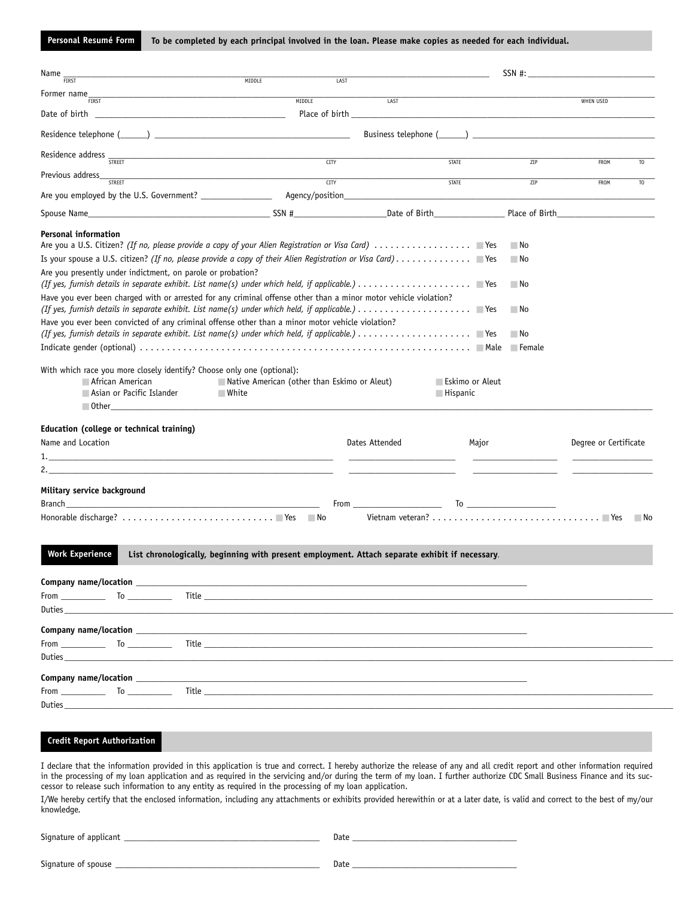**Personal Resumé Form** **To be completed by each principal involved in the loan. Please make copies as needed for each individual.**

Name \_\_\_\_\_\_\_\_\_\_\_\_\_\_\_\_\_\_\_\_\_\_\_\_\_\_\_\_\_\_\_\_\_\_\_\_\_\_\_\_ SSN #: \_\_\_\_\_\_\_\_\_\_\_\_\_\_\_\_\_\_\_\_
FIRST MIDDLE LAST

Former name \_\_\_\_\_\_\_\_\_\_\_\_\_\_\_\_\_\_\_\_\_\_\_\_\_\_\_\_\_\_\_\_\_\_\_\_\_\_\_\_\_\_\_\_\_\_\_\_
FIRST MIDDLE LAST WHEN USED

Date of birth \_\_\_\_\_\_\_\_\_\_\_\_\_\_\_\_\_\_\_\_ Place of birth \_\_\_\_\_\_\_\_\_\_\_\_\_\_\_\_\_\_\_\_

Residence telephone (\_\_\_\_\_\_) \_\_\_\_\_\_\_\_\_\_\_\_\_\_\_\_\_\_\_\_ Business telephone (\_\_\_\_\_\_) \_\_\_\_\_\_\_\_\_\_\_\_\_\_\_\_\_\_\_\_

Residence address \_\_\_\_\_\_\_\_\_\_\_\_\_\_\_\_\_\_\_\_\_\_\_\_\_\_\_\_\_\_\_\_\_\_\_\_\_\_\_\_\_\_\_\_\_\_\_\_
STREET CITY STATE ZIP FROM TO

Previous address \_\_\_\_\_\_\_\_\_\_\_\_\_\_\_\_\_\_\_\_\_\_\_\_\_\_\_\_\_\_\_\_\_\_\_\_\_\_\_\_\_\_\_\_\_\_\_\_
STREET CITY STATE ZIP FROM TO

Are you employed by the U.S. Government? \_\_\_\_\_\_\_\_\_\_ Agency/position \_\_\_\_\_\_\_\_\_\_\_\_\_\_\_\_\_\_\_\_

Spouse Name \_\_\_\_\_\_\_\_\_\_\_\_\_\_\_\_\_\_\_\_ SSN # \_\_\_\_\_\_\_\_\_\_\_\_ Date of Birth \_\_\_\_\_\_\_\_\_\_ Place of Birth \_\_\_\_\_\_\_\_\_\_\_\_

**Personal information**

Are you a U.S. Citizen? *(If no, please provide a copy of your Alien Registration or Visa Card)* . . . . . . . . . . . . . . . . . ☐ Yes ☐ No

Is your spouse a U.S. citizen? *(If no, please provide a copy of their Alien Registration or Visa Card)* . . . . . . . . . . . . . ☐ Yes ☐ No

Are you presently under indictment, on parole or probation?
*(If yes, furnish details in separate exhibit. List name(s) under which held, if applicable.)* . . . . . . . . . . . . . . . . . . . . . ☐ Yes ☐ No

Have you ever been charged with or arrested for any criminal offense other than a minor motor vehicle violation?
*(If yes, furnish details in separate exhibit. List name(s) under which held, if applicable.)* . . . . . . . . . . . . . . . . . . . . . ☐ Yes ☐ No

Have you ever been convicted of any criminal offense other than a minor motor vehicle violation?
*(If yes, furnish details in separate exhibit. List name(s) under which held, if applicable.)* . . . . . . . . . . . . . . . . . . . . . ☐ Yes ☐ No

Indicate gender (optional) . . . . . . . . . . . . . . . . . . . . . . . . . . . . . . . . . . . . . . . . . . . . . . . . . . . . . . . . . . ☐ Male ☐ Female

With which race you more closely identify? Choose only one (optional):

- ☐ African American
- ☐ Native American (other than Eskimo or Aleut)
- ☐ Eskimo or Aleut
- ☐ Asian or Pacific Islander
- ☐ White
- ☐ Hispanic
- ☐ Other \_\_\_\_\_\_\_\_\_\_\_\_\_\_\_\_\_\_\_\_

**Education (college or technical training)**

| Name and Location | Dates Attended | Major | Degree or Certificate |
| --- | --- | --- | --- |
| 1. | | | |
| 2. | | | |

**Military service background**

Branch \_\_\_\_\_\_\_\_\_\_\_\_\_\_\_\_\_\_\_\_ From \_\_\_\_\_\_\_\_\_\_ To \_\_\_\_\_\_\_\_\_\_

Honorable discharge? . . . . . . . . . . . . . . . . . . . . . . . . . . . . ☐ Yes ☐ No Vietnam veteran? . . . . . . . . . . . . . . . . . . . . . . . . . . . . . . . ☐ Yes ☐ No

**Work Experience** **List chronologically, beginning with present employment. Attach separate exhibit if necessary.**

**Company name/location** \_\_\_\_\_\_\_\_\_\_\_\_\_\_\_\_\_\_\_\_\_\_\_\_\_\_\_\_\_\_\_\_\_\_\_\_\_\_\_\_
From \_\_\_\_\_\_\_\_\_\_ To \_\_\_\_\_\_\_\_\_\_ Title \_\_\_\_\_\_\_\_\_\_\_\_\_\_\_\_\_\_\_\_
Duties \_\_\_\_\_\_\_\_\_\_\_\_\_\_\_\_\_\_\_\_\_\_\_\_\_\_\_\_\_\_\_\_\_\_\_\_\_\_\_\_

**Company name/location** \_\_\_\_\_\_\_\_\_\_\_\_\_\_\_\_\_\_\_\_\_\_\_\_\_\_\_\_\_\_\_\_\_\_\_\_\_\_\_\_
From \_\_\_\_\_\_\_\_\_\_ To \_\_\_\_\_\_\_\_\_\_ Title \_\_\_\_\_\_\_\_\_\_\_\_\_\_\_\_\_\_\_\_
Duties \_\_\_\_\_\_\_\_\_\_\_\_\_\_\_\_\_\_\_\_\_\_\_\_\_\_\_\_\_\_\_\_\_\_\_\_\_\_\_\_

**Company name/location** \_\_\_\_\_\_\_\_\_\_\_\_\_\_\_\_\_\_\_\_\_\_\_\_\_\_\_\_\_\_\_\_\_\_\_\_\_\_\_\_
From \_\_\_\_\_\_\_\_\_\_ To \_\_\_\_\_\_\_\_\_\_ Title \_\_\_\_\_\_\_\_\_\_\_\_\_\_\_\_\_\_\_\_
Duties \_\_\_\_\_\_\_\_\_\_\_\_\_\_\_\_\_\_\_\_\_\_\_\_\_\_\_\_\_\_\_\_\_\_\_\_\_\_\_\_

**Credit Report Authorization**

I declare that the information provided in this application is true and correct. I hereby authorize the release of any and all credit report and other information required in the processing of my loan application and as required in the servicing and/or during the term of my loan. I further authorize CDC Small Business Finance and its successor to release such information to any entity as required in the processing of my loan application.

I/We hereby certify that the enclosed information, including any attachments or exhibits provided herewithin or at a later date, is valid and correct to the best of my/our knowledge.

Signature of applicant \_\_\_\_\_\_\_\_\_\_\_\_\_\_\_\_\_\_\_\_ Date \_\_\_\_\_\_\_\_\_\_\_\_\_\_\_\_\_\_\_\_

Signature of spouse \_\_\_\_\_\_\_\_\_\_\_\_\_\_\_\_\_\_\_\_ Date \_\_\_\_\_\_\_\_\_\_\_\_\_\_\_\_\_\_\_\_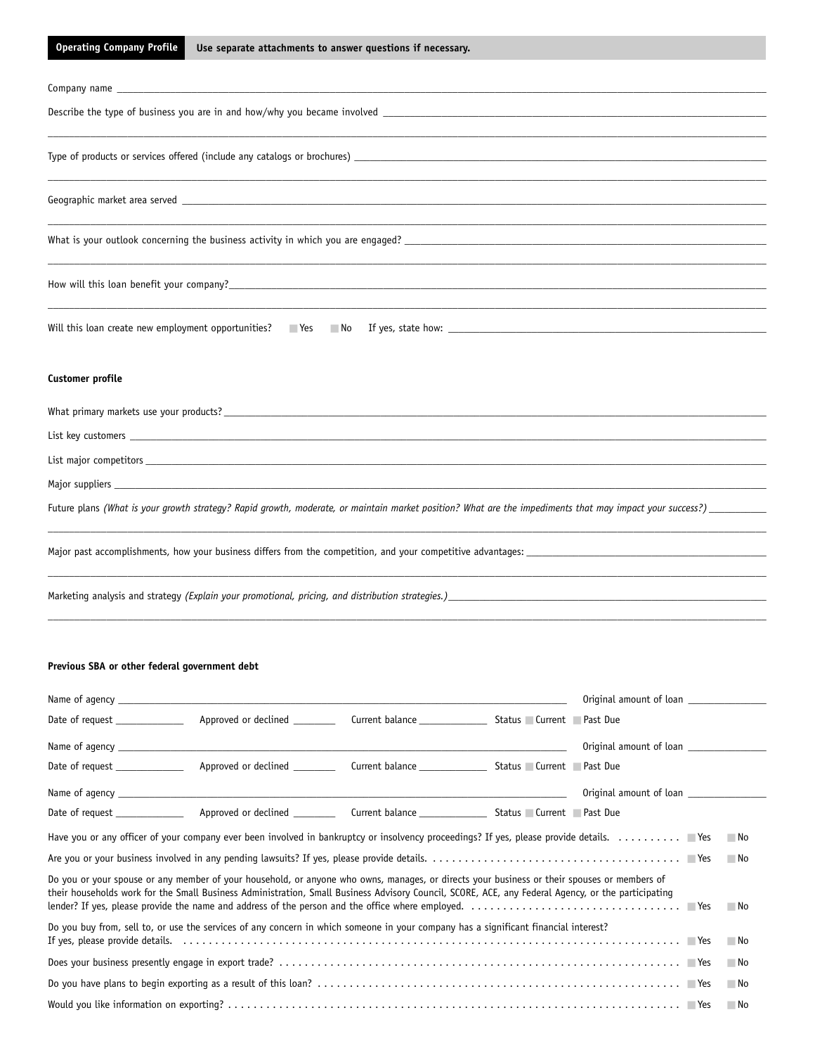**Operating Company Profile** Use separate attachments to answer questions if necessary.

Company name ______________________________________________

Describe the type of business you are in and how/why you became involved ______________________________________________

______________________________________________

Type of products or services offered (include any catalogs or brochures) ______________________________________________

______________________________________________

Geographic market area served ______________________________________________

______________________________________________

What is your outlook concerning the business activity in which you are engaged? ______________________________________________

______________________________________________

How will this loan benefit your company? ______________________________________________

______________________________________________

Will this loan create new employment opportunities? ☐ Yes ☐ No If yes, state how: ______________________________________________

**Customer profile**

What primary markets use your products? ______________________________________________

List key customers ______________________________________________

List major competitors ______________________________________________

Major suppliers ______________________________________________

Future plans *(What is your growth strategy? Rapid growth, moderate, or maintain market position? What are the impediments that may impact your success?)* ______________________________________________

______________________________________________

Major past accomplishments, how your business differs from the competition, and your competitive advantages: ______________________________________________

______________________________________________

Marketing analysis and strategy *(Explain your promotional, pricing, and distribution strategies.)* ______________________________________________

______________________________________________

**Previous SBA or other federal government debt**

Name of agency ______________________________________________ Original amount of loan ______________

Date of request ______________ Approved or declined ________ Current balance ______________ Status ☐ Current ☐ Past Due

Name of agency ______________________________________________ Original amount of loan ______________

Date of request ______________ Approved or declined ________ Current balance ______________ Status ☐ Current ☐ Past Due

Name of agency ______________________________________________ Original amount of loan ______________

Date of request ______________ Approved or declined ________ Current balance ______________ Status ☐ Current ☐ Past Due

Have you or any officer of your company ever been involved in bankruptcy or insolvency proceedings? If yes, please provide details. .......... ☐ Yes ☐ No

Are you or your business involved in any pending lawsuits? If yes, please provide details. .......... ☐ Yes ☐ No

Do you or your spouse or any member of your household, or anyone who owns, manages, or directs your business or their spouses or members of their households work for the Small Business Administration, Small Business Advisory Council, SCORE, ACE, any Federal Agency, or the participating lender? If yes, please provide the name and address of the person and the office where employed. .......... ☐ Yes ☐ No

Do you buy from, sell to, or use the services of any concern in which someone in your company has a significant financial interest? If yes, please provide details. .......... ☐ Yes ☐ No

Does your business presently engage in export trade? .......... ☐ Yes ☐ No

Do you have plans to begin exporting as a result of this loan? .......... ☐ Yes ☐ No

Would you like information on exporting? .......... ☐ Yes ☐ No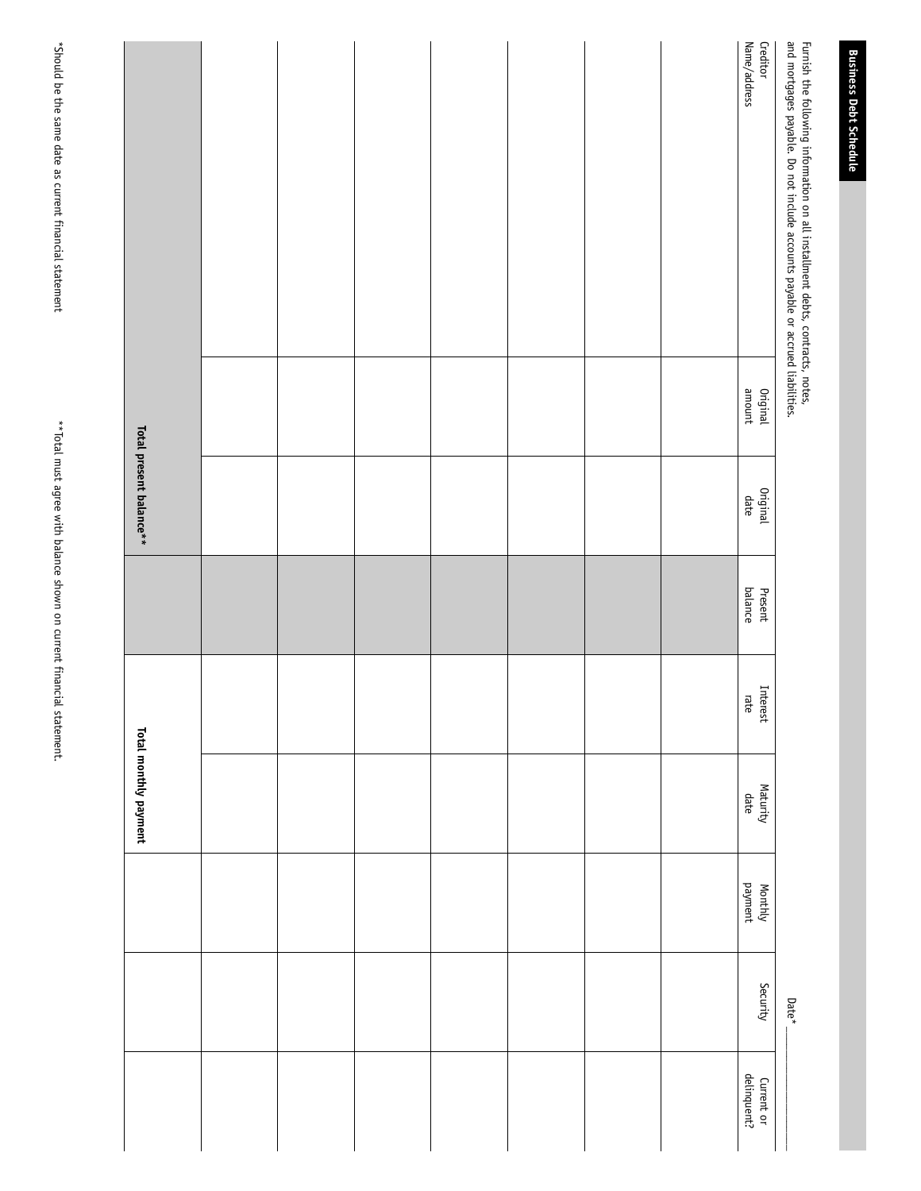## Business Debt Schedule

Furnish the following information on all installment debts, contracts, notes, and mortgages payable. Do not include accounts payable or accrued liabilities.

Date* ____________

| Creditor Name/address | Original amount | Original date | Present balance | Interest rate | Maturity date | Monthly payment | Security | Current or delinquent? |
|---|---|---|---|---|---|---|---|---|
| | | | | | | | | |
| | | | | | | | | |
| | | | | | | | | |
| | | | | | | | | |
| | | | | | | | | |
| | | | | | | | | |
| | | | | | | | | |
| | | **Total present balance**** | | | **Total monthly payment** | | | |

*Should be the same date as current financial statement

**Total must agree with balance shown on current financial statement.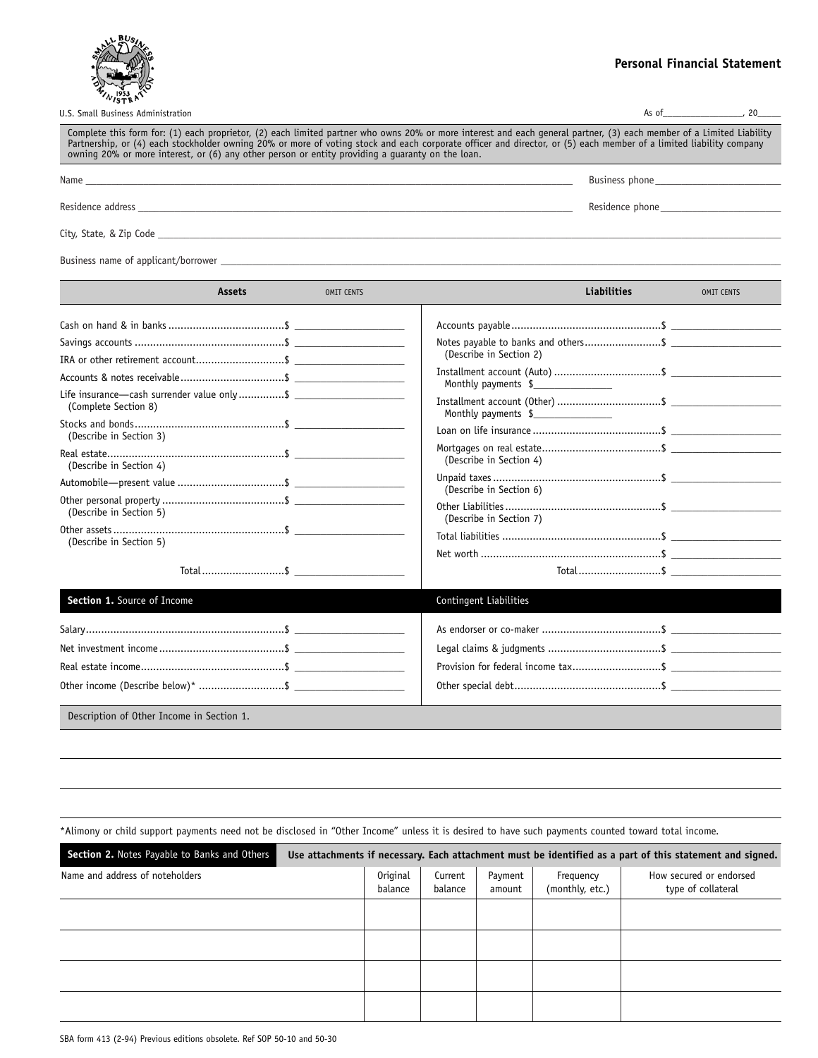U.S. Small Business Administration

# Personal Financial Statement

As of________________, 20_____

Complete this form for: (1) each proprietor, (2) each limited partner who owns 20% or more interest and each general partner, (3) each member of a Limited Liability Partnership, or (4) each stockholder owning 20% or more of voting stock and each corporate officer and director, or (5) each member of a limited liability company owning 20% or more interest, or (6) any other person or entity providing a guaranty on the loan.

Name ____________________________________________ Business phone ____________________

Residence address ____________________________________________ Residence phone ____________________

City, State, & Zip Code ____________________________________________

Business name of applicant/borrower ____________________________________________

| Assets (OMIT CENTS) | | Liabilities (OMIT CENTS) | |
|---|---|---|---|
| Cash on hand & in banks | $ ______ | Accounts payable | $ ______ |
| Savings accounts | $ ______ | Notes payable to banks and others (Describe in Section 2) | $ ______ |
| IRA or other retirement account | $ ______ | Installment account (Auto) Monthly payments $______ | $ ______ |
| Accounts & notes receivable | $ ______ | Installment account (Other) Monthly payments $______ | $ ______ |
| Life insurance—cash surrender value only (Complete Section 8) | $ ______ | Loan on life insurance | $ ______ |
| Stocks and bonds (Describe in Section 3) | $ ______ | Mortgages on real estate (Describe in Section 4) | $ ______ |
| Real estate (Describe in Section 4) | $ ______ | Unpaid taxes (Describe in Section 6) | $ ______ |
| Automobile—present value | $ ______ | Other Liabilities (Describe in Section 7) | $ ______ |
| Other personal property (Describe in Section 5) | $ ______ | Total liabilities | $ ______ |
| Other assets (Describe in Section 5) | $ ______ | Net worth | $ ______ |
| Total | $ ______ | Total | $ ______ |

| Section 1. Source of Income | | Contingent Liabilities | |
|---|---|---|---|
| Salary | $ ______ | As endorser or co-maker | $ ______ |
| Net investment income | $ ______ | Legal claims & judgments | $ ______ |
| Real estate income | $ ______ | Provision for federal income tax | $ ______ |
| Other income (Describe below)* | $ ______ | Other special debt | $ ______ |

Description of Other Income in Section 1.

______________________________________________________________

______________________________________________________________

______________________________________________________________

*Alimony or child support payments need not be disclosed in "Other Income" unless it is desired to have such payments counted toward total income.

## Section 2. Notes Payable to Banks and Others

**Use attachments if necessary. Each attachment must be identified as a part of this statement and signed.**

| Name and address of noteholders | Original balance | Current balance | Payment amount | Frequency (monthly, etc.) | How secured or endorsed type of collateral |
|---|---|---|---|---|---|
| | | | | | |
| | | | | | |
| | | | | | |
| | | | | | |

SBA form 413 (2-94) Previous editions obsolete. Ref SOP 50-10 and 50-30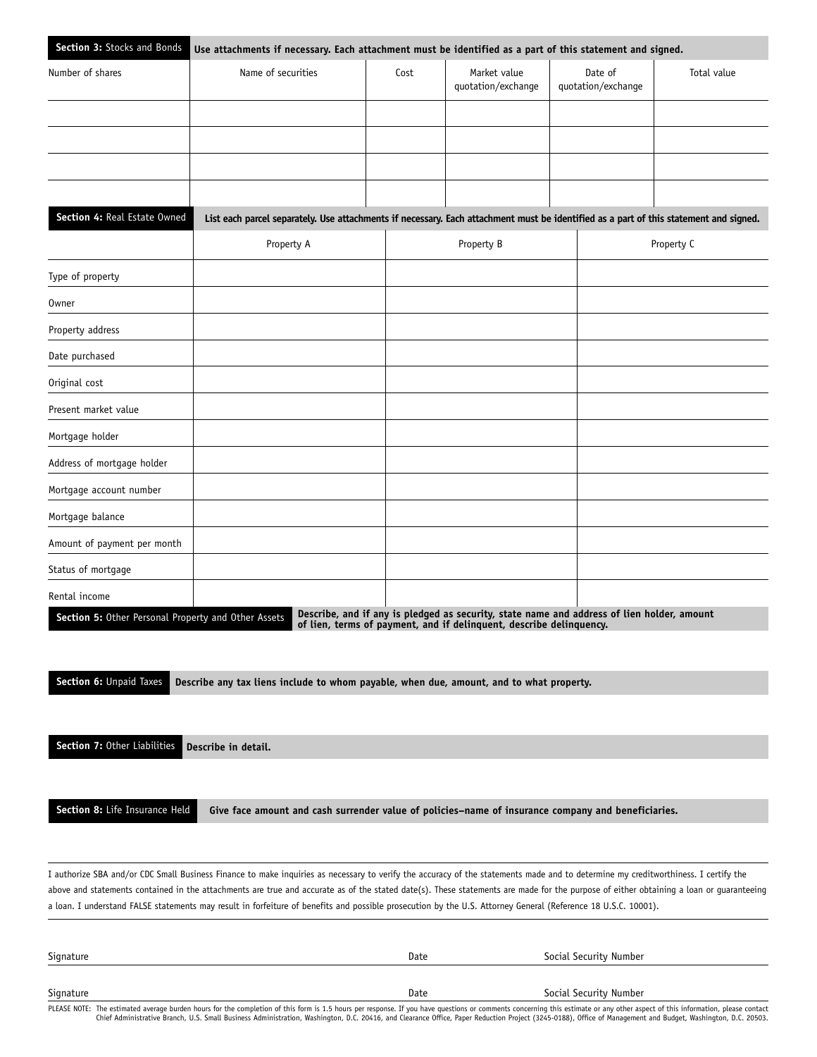**Section 3:** Stocks and Bonds — **Use attachments if necessary. Each attachment must be identified as a part of this statement and signed.**

| Number of shares | Name of securities | Cost | Market value quotation/exchange | Date of quotation/exchange | Total value |
|---|---|---|---|---|---|
| | | | | | |
| | | | | | |
| | | | | | |
| | | | | | |

**Section 4:** Real Estate Owned — **List each parcel separately. Use attachments if necessary. Each attachment must be identified as a part of this statement and signed.**

| | Property A | Property B | Property C |
|---|---|---|---|
| Type of property | | | |
| Owner | | | |
| Property address | | | |
| Date purchased | | | |
| Original cost | | | |
| Present market value | | | |
| Mortgage holder | | | |
| Address of mortgage holder | | | |
| Mortgage account number | | | |
| Mortgage balance | | | |
| Amount of payment per month | | | |
| Status of mortgage | | | |
| Rental income | | | |

**Section 5:** Other Personal Property and Other Assets — **Describe, and if any is pledged as security, state name and address of lien holder, amount of lien, terms of payment, and if delinquent, describe delinquency.**

**Section 6:** Unpaid Taxes — **Describe any tax liens include to whom payable, when due, amount, and to what property.**

**Section 7:** Other Liabilities — **Describe in detail.**

**Section 8:** Life Insurance Held — **Give face amount and cash surrender value of policies–name of insurance company and beneficiaries.**

I authorize SBA and/or CDC Small Business Finance to make inquiries as necessary to verify the accuracy of the statements made and to determine my creditworthiness. I certify the above and statements contained in the attachments are true and accurate as of the stated date(s). These statements are made for the purpose of either obtaining a loan or guaranteeing a loan. I understand FALSE statements may result in forfeiture of benefits and possible prosecution by the U.S. Attorney General (Reference 18 U.S.C. 10001).

Signature ____________________ Date ____________ Social Security Number ____________________

Signature ____________________ Date ____________ Social Security Number ____________________

PLEASE NOTE: The estimated average burden hours for the completion of this form is 1.5 hours per response. If you have questions or comments concerning this estimate or any other aspect of this information, please contact Chief Administrative Branch, U.S. Small Business Administration, Washington, D.C. 20416, and Clearance Office, Paper Reduction Project (3245-0188), Office of Management and Budget, Washington, D.C. 20503.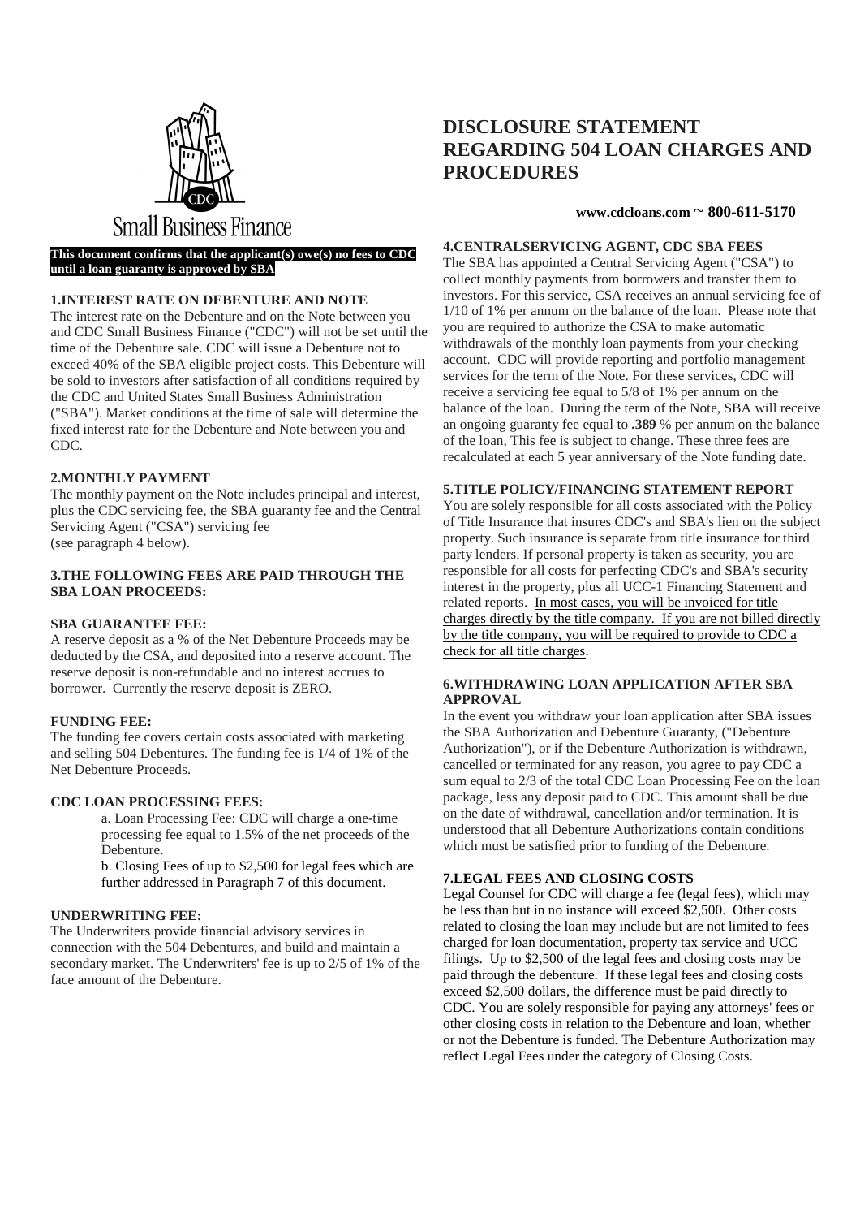CDC

Small Business Finance

# DISCLOSURE STATEMENT REGARDING 504 LOAN CHARGES AND PROCEDURES

**www.cdcloans.com ~ 800-611-5170**

**This document confirms that the applicant(s) owe(s) no fees to CDC until a loan guaranty is approved by SBA**

### 1.INTEREST RATE ON DEBENTURE AND NOTE

The interest rate on the Debenture and on the Note between you and CDC Small Business Finance ("CDC") will not be set until the time of the Debenture sale. CDC will issue a Debenture not to exceed 40% of the SBA eligible project costs. This Debenture will be sold to investors after satisfaction of all conditions required by the CDC and United States Small Business Administration ("SBA"). Market conditions at the time of sale will determine the fixed interest rate for the Debenture and Note between you and CDC.

### 2.MONTHLY PAYMENT

The monthly payment on the Note includes principal and interest, plus the CDC servicing fee, the SBA guaranty fee and the Central Servicing Agent ("CSA") servicing fee
(see paragraph 4 below).

### 3.THE FOLLOWING FEES ARE PAID THROUGH THE SBA LOAN PROCEEDS:

**SBA GUARANTEE FEE:**

A reserve deposit as a % of the Net Debenture Proceeds may be deducted by the CSA, and deposited into a reserve account. The reserve deposit is non-refundable and no interest accrues to borrower. Currently the reserve deposit is ZERO.

**FUNDING FEE:**

The funding fee covers certain costs associated with marketing and selling 504 Debentures. The funding fee is 1/4 of 1% of the Net Debenture Proceeds.

**CDC LOAN PROCESSING FEES:**

a. Loan Processing Fee: CDC will charge a one-time processing fee equal to 1.5% of the net proceeds of the Debenture.

b. Closing Fees of up to $2,500 for legal fees which are further addressed in Paragraph 7 of this document.

**UNDERWRITING FEE:**

The Underwriters provide financial advisory services in connection with the 504 Debentures, and build and maintain a secondary market. The Underwriters' fee is up to 2/5 of 1% of the face amount of the Debenture.

### 4.CENTRALSERVICING AGENT, CDC SBA FEES

The SBA has appointed a Central Servicing Agent ("CSA") to collect monthly payments from borrowers and transfer them to investors. For this service, CSA receives an annual servicing fee of 1/10 of 1% per annum on the balance of the loan. Please note that you are required to authorize the CSA to make automatic withdrawals of the monthly loan payments from your checking account. CDC will provide reporting and portfolio management services for the term of the Note. For these services, CDC will receive a servicing fee equal to 5/8 of 1% per annum on the balance of the loan. During the term of the Note, SBA will receive an ongoing guaranty fee equal to **.389** % per annum on the balance of the loan, This fee is subject to change. These three fees are recalculated at each 5 year anniversary of the Note funding date.

### 5.TITLE POLICY/FINANCING STATEMENT REPORT

You are solely responsible for all costs associated with the Policy of Title Insurance that insures CDC's and SBA's lien on the subject property. Such insurance is separate from title insurance for third party lenders. If personal property is taken as security, you are responsible for all costs for perfecting CDC's and SBA's security interest in the property, plus all UCC-1 Financing Statement and related reports. <u>In most cases, you will be invoiced for title charges directly by the title company. If you are not billed directly by the title company, you will be required to provide to CDC a check for all title charges</u>.

### 6.WITHDRAWING LOAN APPLICATION AFTER SBA APPROVAL

In the event you withdraw your loan application after SBA issues the SBA Authorization and Debenture Guaranty, ("Debenture Authorization"), or if the Debenture Authorization is withdrawn, cancelled or terminated for any reason, you agree to pay CDC a sum equal to 2/3 of the total CDC Loan Processing Fee on the loan package, less any deposit paid to CDC. This amount shall be due on the date of withdrawal, cancellation and/or termination. It is understood that all Debenture Authorizations contain conditions which must be satisfied prior to funding of the Debenture.

### 7.LEGAL FEES AND CLOSING COSTS

Legal Counsel for CDC will charge a fee (legal fees), which may be less than but in no instance will exceed $2,500. Other costs related to closing the loan may include but are not limited to fees charged for loan documentation, property tax service and UCC filings. Up to $2,500 of the legal fees and closing costs may be paid through the debenture. If these legal fees and closing costs exceed $2,500 dollars, the difference must be paid directly to CDC. You are solely responsible for paying any attorneys' fees or other closing costs in relation to the Debenture and loan, whether or not the Debenture is funded. The Debenture Authorization may reflect Legal Fees under the category of Closing Costs.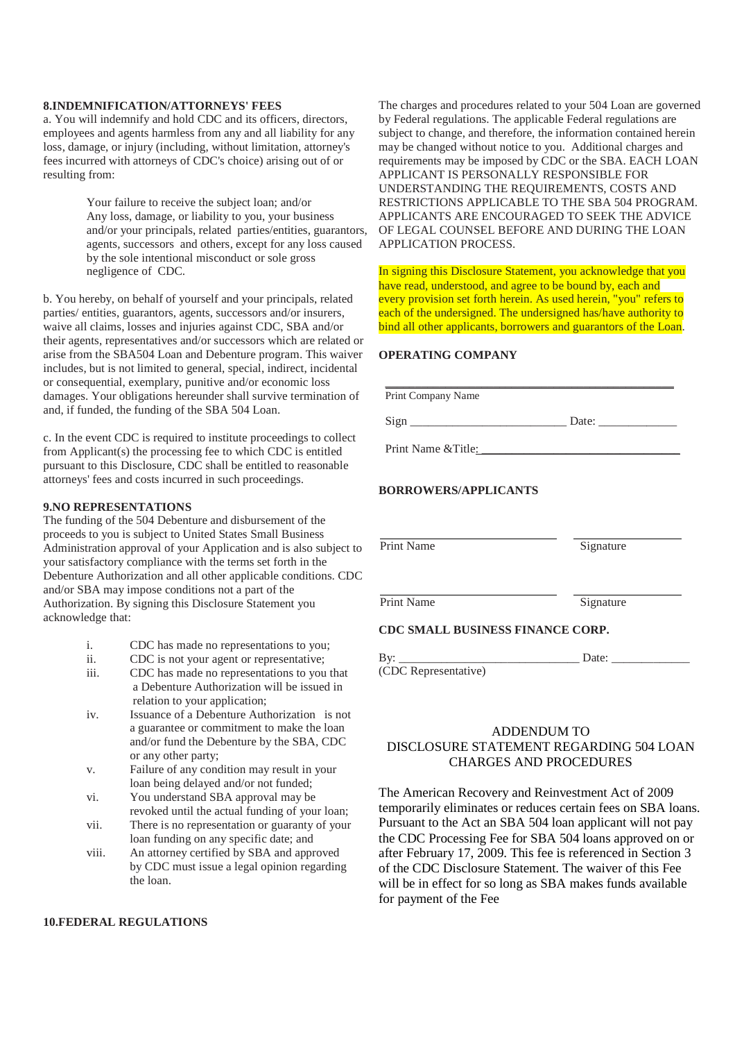**8.INDEMNIFICATION/ATTORNEYS' FEES**

a. You will indemnify and hold CDC and its officers, directors, employees and agents harmless from any and all liability for any loss, damage, or injury (including, without limitation, attorney's fees incurred with attorneys of CDC's choice) arising out of or resulting from:

> Your failure to receive the subject loan; and/or
> Any loss, damage, or liability to you, your business and/or your principals, related parties/entities, guarantors, agents, successors and others, except for any loss caused by the sole intentional misconduct or sole gross negligence of CDC.

b. You hereby, on behalf of yourself and your principals, related parties/ entities, guarantors, agents, successors and/or insurers, waive all claims, losses and injuries against CDC, SBA and/or their agents, representatives and/or successors which are related or arise from the SBA504 Loan and Debenture program. This waiver includes, but is not limited to general, special, indirect, incidental or consequential, exemplary, punitive and/or economic loss damages. Your obligations hereunder shall survive termination of and, if funded, the funding of the SBA 504 Loan.

c. In the event CDC is required to institute proceedings to collect from Applicant(s) the processing fee to which CDC is entitled pursuant to this Disclosure, CDC shall be entitled to reasonable attorneys' fees and costs incurred in such proceedings.

**9.NO REPRESENTATIONS**

The funding of the 504 Debenture and disbursement of the proceeds to you is subject to United States Small Business Administration approval of your Application and is also subject to your satisfactory compliance with the terms set forth in the Debenture Authorization and all other applicable conditions. CDC and/or SBA may impose conditions not a part of the Authorization. By signing this Disclosure Statement you acknowledge that:

i. CDC has made no representations to you;
ii. CDC is not your agent or representative;
iii. CDC has made no representations to you that a Debenture Authorization will be issued in relation to your application;
iv. Issuance of a Debenture Authorization is not a guarantee or commitment to make the loan and/or fund the Debenture by the SBA, CDC or any other party;
v. Failure of any condition may result in your loan being delayed and/or not funded;
vi. You understand SBA approval may be revoked until the actual funding of your loan;
vii. There is no representation or guaranty of your loan funding on any specific date; and
viii. An attorney certified by SBA and approved by CDC must issue a legal opinion regarding the loan.

**10.FEDERAL REGULATIONS**

The charges and procedures related to your 504 Loan are governed by Federal regulations. The applicable Federal regulations are subject to change, and therefore, the information contained herein may be changed without notice to you. Additional charges and requirements may be imposed by CDC or the SBA. EACH LOAN APPLICANT IS PERSONALLY RESPONSIBLE FOR UNDERSTANDING THE REQUIREMENTS, COSTS AND RESTRICTIONS APPLICABLE TO THE SBA 504 PROGRAM. APPLICANTS ARE ENCOURAGED TO SEEK THE ADVICE OF LEGAL COUNSEL BEFORE AND DURING THE LOAN APPLICATION PROCESS.

In signing this Disclosure Statement, you acknowledge that you have read, understood, and agree to be bound by, each and every provision set forth herein. As used herein, "you" refers to each of the undersigned. The undersigned has/have authority to bind all other applicants, borrowers and guarantors of the Loan.

**OPERATING COMPANY**

______________________________________
Print Company Name

Sign ________________________ Date: ____________

Print Name &Title: ______________________________

**BORROWERS/APPLICANTS**

______________________ ______________
Print Name Signature

______________________ ______________
Print Name Signature

**CDC SMALL BUSINESS FINANCE CORP.**

By: ____________________________ Date: ____________
(CDC Representative)

ADDENDUM TO
DISCLOSURE STATEMENT REGARDING 504 LOAN CHARGES AND PROCEDURES

The American Recovery and Reinvestment Act of 2009 temporarily eliminates or reduces certain fees on SBA loans. Pursuant to the Act an SBA 504 loan applicant will not pay the CDC Processing Fee for SBA 504 loans approved on or after February 17, 2009. This fee is referenced in Section 3 of the CDC Disclosure Statement. The waiver of this Fee will be in effect for so long as SBA makes funds available for payment of the Fee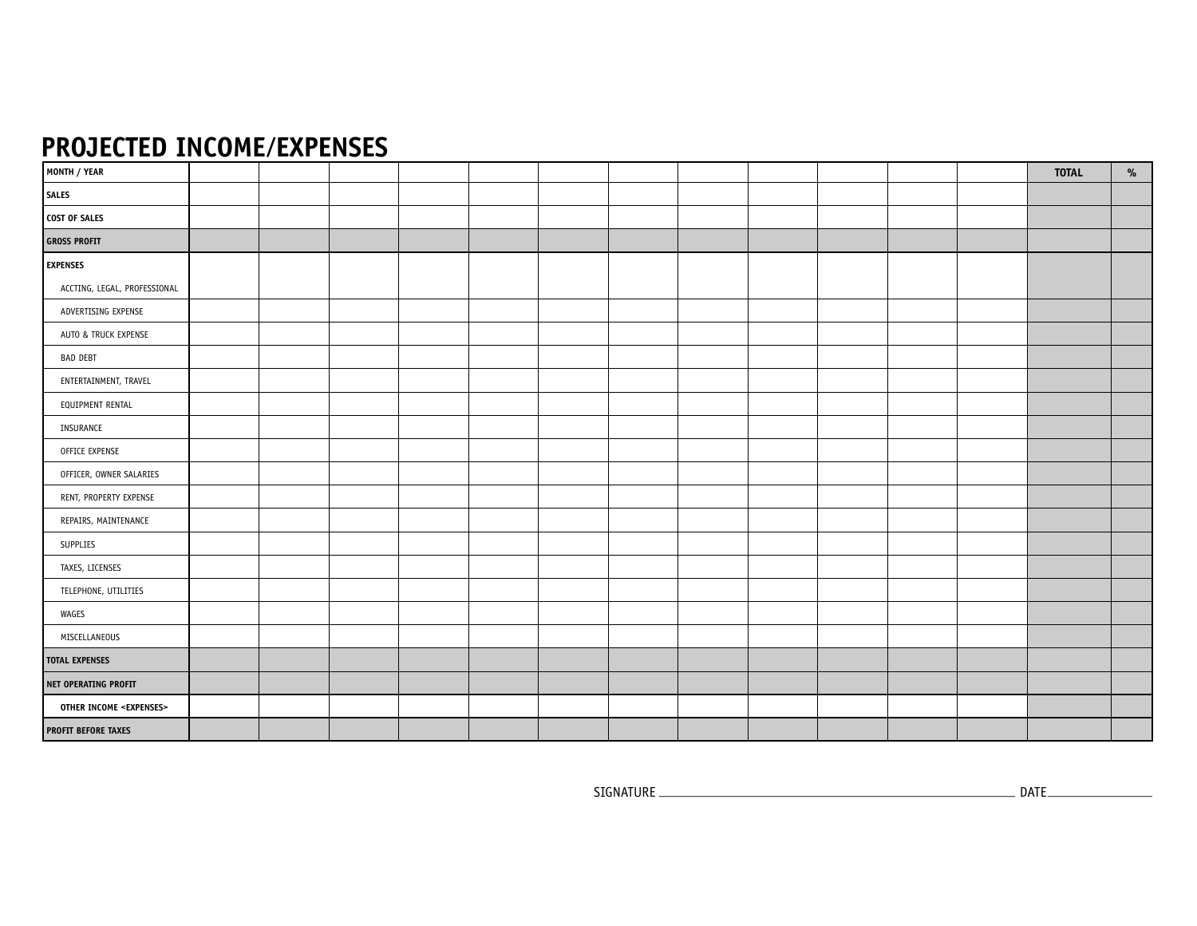# PROJECTED INCOME/EXPENSES

| MONTH / YEAR | | | | | | | | | | | | | TOTAL | % |
|---|---|---|---|---|---|---|---|---|---|---|---|---|---|---|
| SALES | | | | | | | | | | | | | | |
| COST OF SALES | | | | | | | | | | | | | | |
| GROSS PROFIT | | | | | | | | | | | | | | |
| EXPENSES | | | | | | | | | | | | | | |
| ACCTING, LEGAL, PROFESSIONAL | | | | | | | | | | | | | | |
| ADVERTISING EXPENSE | | | | | | | | | | | | | | |
| AUTO & TRUCK EXPENSE | | | | | | | | | | | | | | |
| BAD DEBT | | | | | | | | | | | | | | |
| ENTERTAINMENT, TRAVEL | | | | | | | | | | | | | | |
| EQUIPMENT RENTAL | | | | | | | | | | | | | | |
| INSURANCE | | | | | | | | | | | | | | |
| OFFICE EXPENSE | | | | | | | | | | | | | | |
| OFFICER, OWNER SALARIES | | | | | | | | | | | | | | |
| RENT, PROPERTY EXPENSE | | | | | | | | | | | | | | |
| REPAIRS, MAINTENANCE | | | | | | | | | | | | | | |
| SUPPLIES | | | | | | | | | | | | | | |
| TAXES, LICENSES | | | | | | | | | | | | | | |
| TELEPHONE, UTILITIES | | | | | | | | | | | | | | |
| WAGES | | | | | | | | | | | | | | |
| MISCELLANEOUS | | | | | | | | | | | | | | |
| TOTAL EXPENSES | | | | | | | | | | | | | | |
| NET OPERATING PROFIT | | | | | | | | | | | | | | |
| OTHER INCOME <EXPENSES> | | | | | | | | | | | | | | |
| PROFIT BEFORE TAXES | | | | | | | | | | | | | | |

SIGNATURE ______________________________ DATE ______________